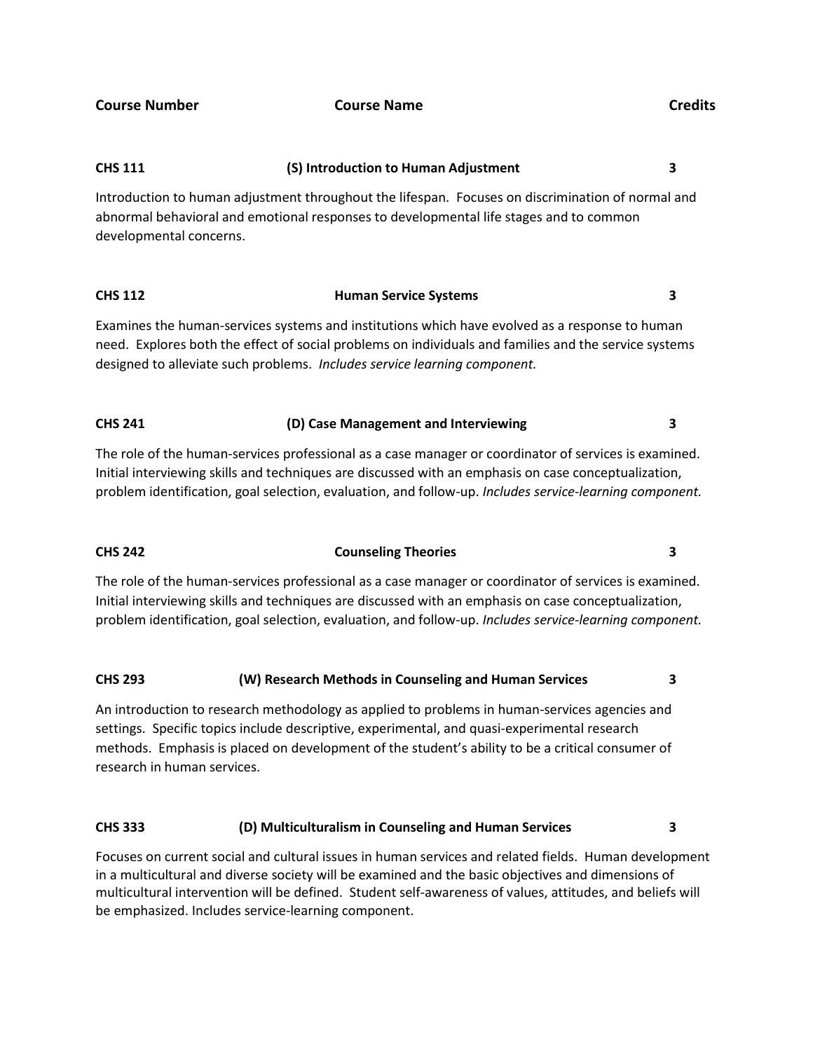| Course Number | Course Name | Credits |
|---|---|---|

**CHS 111** **(S) Introduction to Human Adjustment** **3**

Introduction to human adjustment throughout the lifespan. Focuses on discrimination of normal and abnormal behavioral and emotional responses to developmental life stages and to common developmental concerns.

**CHS 112** **Human Service Systems** **3**

Examines the human-services systems and institutions which have evolved as a response to human need. Explores both the effect of social problems on individuals and families and the service systems designed to alleviate such problems. *Includes service learning component.*

**CHS 241** **(D) Case Management and Interviewing** **3**

The role of the human-services professional as a case manager or coordinator of services is examined. Initial interviewing skills and techniques are discussed with an emphasis on case conceptualization, problem identification, goal selection, evaluation, and follow-up. *Includes service-learning component.*

**CHS 242** **Counseling Theories** **3**

The role of the human-services professional as a case manager or coordinator of services is examined. Initial interviewing skills and techniques are discussed with an emphasis on case conceptualization, problem identification, goal selection, evaluation, and follow-up. *Includes service-learning component.*

**CHS 293** **(W) Research Methods in Counseling and Human Services** **3**

An introduction to research methodology as applied to problems in human-services agencies and settings. Specific topics include descriptive, experimental, and quasi-experimental research methods. Emphasis is placed on development of the student's ability to be a critical consumer of research in human services.

**CHS 333** **(D) Multiculturalism in Counseling and Human Services** **3**

Focuses on current social and cultural issues in human services and related fields. Human development in a multicultural and diverse society will be examined and the basic objectives and dimensions of multicultural intervention will be defined. Student self-awareness of values, attitudes, and beliefs will be emphasized. Includes service-learning component.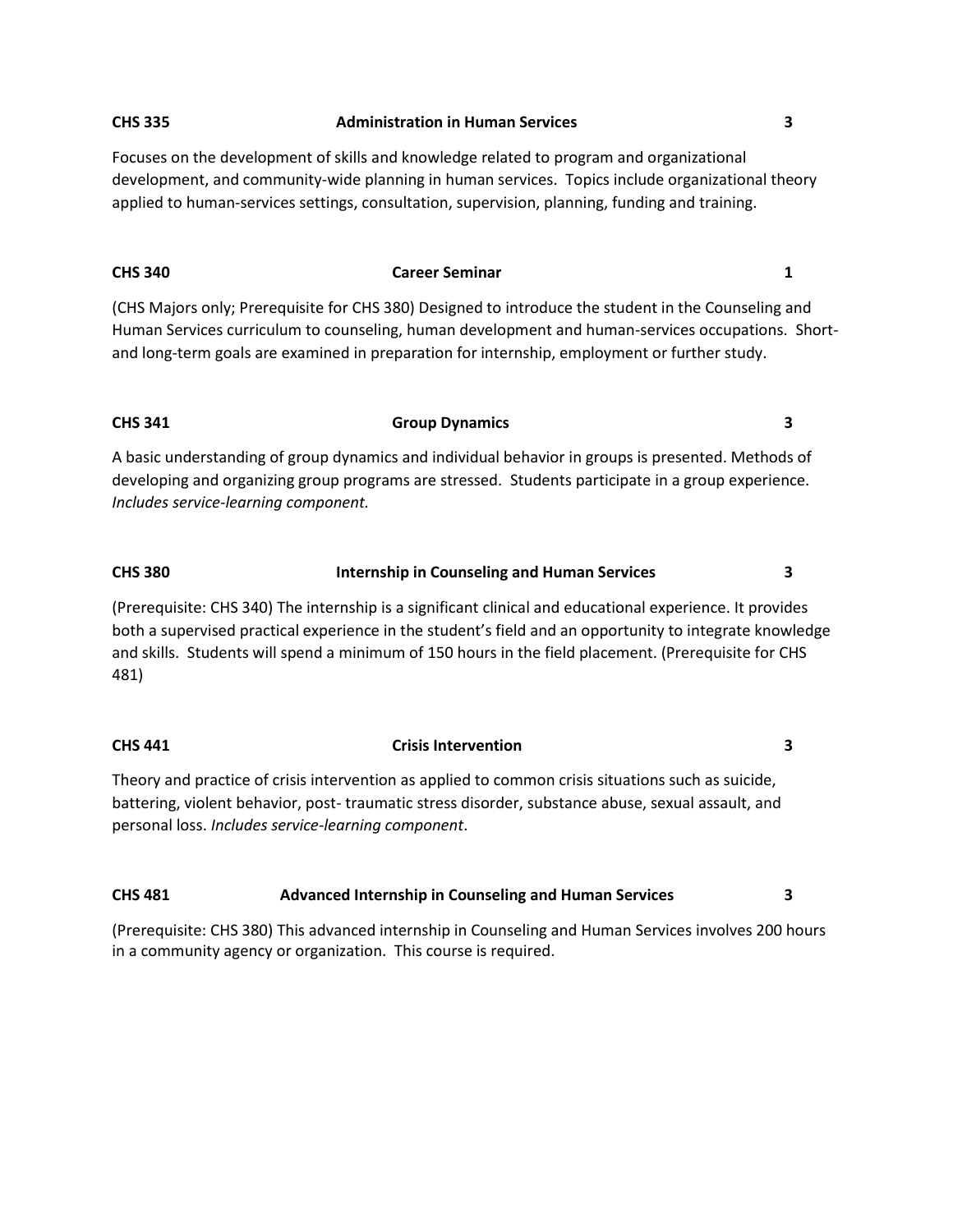**CHS 335 Administration in Human Services 3**

Focuses on the development of skills and knowledge related to program and organizational development, and community-wide planning in human services. Topics include organizational theory applied to human-services settings, consultation, supervision, planning, funding and training.

**CHS 340 Career Seminar 1**

(CHS Majors only; Prerequisite for CHS 380) Designed to introduce the student in the Counseling and Human Services curriculum to counseling, human development and human-services occupations. Short- and long-term goals are examined in preparation for internship, employment or further study.

**CHS 341 Group Dynamics 3**

A basic understanding of group dynamics and individual behavior in groups is presented. Methods of developing and organizing group programs are stressed. Students participate in a group experience. *Includes service-learning component.*

**CHS 380 Internship in Counseling and Human Services 3**

(Prerequisite: CHS 340) The internship is a significant clinical and educational experience. It provides both a supervised practical experience in the student's field and an opportunity to integrate knowledge and skills. Students will spend a minimum of 150 hours in the field placement. (Prerequisite for CHS 481)

**CHS 441 Crisis Intervention 3**

Theory and practice of crisis intervention as applied to common crisis situations such as suicide, battering, violent behavior, post- traumatic stress disorder, substance abuse, sexual assault, and personal loss. *Includes service-learning component*.

**CHS 481 Advanced Internship in Counseling and Human Services 3**

(Prerequisite: CHS 380) This advanced internship in Counseling and Human Services involves 200 hours in a community agency or organization. This course is required.